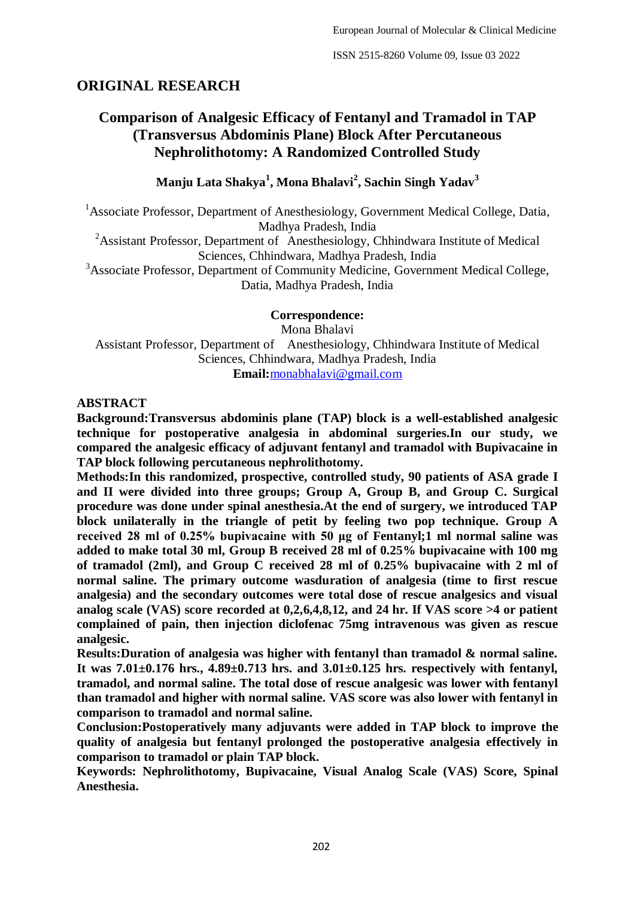## ORIGINAL RESEARCH

# Comparison of Analgesic Efficacy of Fentanyl and Tramadol in TAP (Transversus Abdominis Plane) Block After Percutaneous Nephrolithotomy: A Randomized Controlled Study

**Manju Lata Shakya[1], Mona Bhalavi[2], Sachin Singh Yadav[3]**

[1]Associate Professor, Department of Anesthesiology, Government Medical College, Datia, Madhya Pradesh, India

[2]Assistant Professor, Department of Anesthesiology, Chhindwara Institute of Medical Sciences, Chhindwara, Madhya Pradesh, India

[3]Associate Professor, Department of Community Medicine, Government Medical College, Datia, Madhya Pradesh, India

**Correspondence:**
Mona Bhalavi
Assistant Professor, Department of Anesthesiology, Chhindwara Institute of Medical Sciences, Chhindwara, Madhya Pradesh, India
**Email:** monabhalavi@gmail.com

## ABSTRACT

**Background:** **Transversus abdominis plane (TAP) block is a well-established analgesic technique for postoperative analgesia in abdominal surgeries. In our study, we compared the analgesic efficacy of adjuvant fentanyl and tramadol with Bupivacaine in TAP block following percutaneous nephrolithotomy.**

**Methods:** **In this randomized, prospective, controlled study, 90 patients of ASA grade I and II were divided into three groups; Group A, Group B, and Group C. Surgical procedure was done under spinal anesthesia. At the end of surgery, we introduced TAP block unilaterally in the triangle of petit by feeling two pop technique. Group A received 28 ml of 0.25% bupivacaine with 50 µg of Fentanyl; 1 ml normal saline was added to make total 30 ml, Group B received 28 ml of 0.25% bupivacaine with 100 mg of tramadol (2ml), and Group C received 28 ml of 0.25% bupivacaine with 2 ml of normal saline. The primary outcome wasduration of analgesia (time to first rescue analgesia) and the secondary outcomes were total dose of rescue analgesics and visual analog scale (VAS) score recorded at 0,2,6,4,8,12, and 24 hr. If VAS score >4 or patient complained of pain, then injection diclofenac 75mg intravenous was given as rescue analgesic.**

**Results:** **Duration of analgesia was higher with fentanyl than tramadol & normal saline. It was 7.01±0.176 hrs., 4.89±0.713 hrs. and 3.01±0.125 hrs. respectively with fentanyl, tramadol, and normal saline. The total dose of rescue analgesic was lower with fentanyl than tramadol and higher with normal saline. VAS score was also lower with fentanyl in comparison to tramadol and normal saline.**

**Conclusion:** **Postoperatively many adjuvants were added in TAP block to improve the quality of analgesia but fentanyl prolonged the postoperative analgesia effectively in comparison to tramadol or plain TAP block.**

**Keywords: Nephrolithotomy, Bupivacaine, Visual Analog Scale (VAS) Score, Spinal Anesthesia.**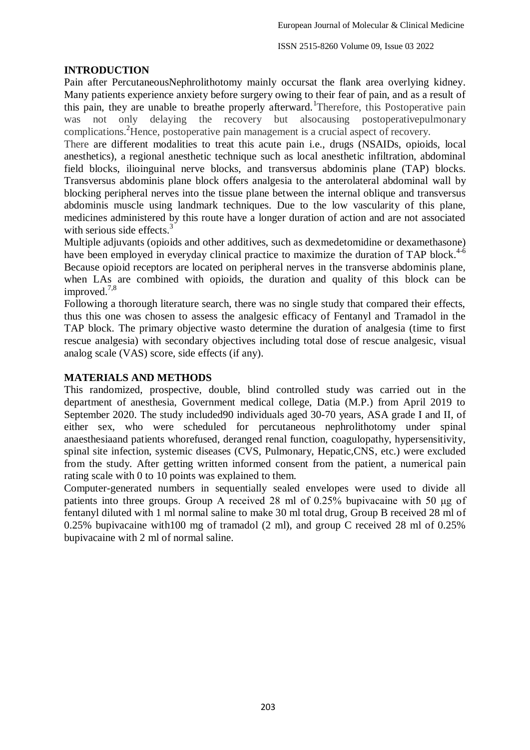## INTRODUCTION

Pain after PercutaneousNephrolithotomy mainly occursat the flank area overlying kidney. Many patients experience anxiety before surgery owing to their fear of pain, and as a result of this pain, they are unable to breathe properly afterward.[1] Therefore, this Postoperative pain was not only delaying the recovery but alsocausing postoperativepulmonary complications.[2] Hence, postoperative pain management is a crucial aspect of recovery.

There are different modalities to treat this acute pain i.e., drugs (NSAIDs, opioids, local anesthetics), a regional anesthetic technique such as local anesthetic infiltration, abdominal field blocks, ilioinguinal nerve blocks, and transversus abdominis plane (TAP) blocks. Transversus abdominis plane block offers analgesia to the anterolateral abdominal wall by blocking peripheral nerves into the tissue plane between the internal oblique and transversus abdominis muscle using landmark techniques. Due to the low vascularity of this plane, medicines administered by this route have a longer duration of action and are not associated with serious side effects.[3]

Multiple adjuvants (opioids and other additives, such as dexmedetomidine or dexamethasone) have been employed in everyday clinical practice to maximize the duration of TAP block.[4-6] Because opioid receptors are located on peripheral nerves in the transverse abdominis plane, when LAs are combined with opioids, the duration and quality of this block can be improved.[7,8]

Following a thorough literature search, there was no single study that compared their effects, thus this one was chosen to assess the analgesic efficacy of Fentanyl and Tramadol in the TAP block. The primary objective wasto determine the duration of analgesia (time to first rescue analgesia) with secondary objectives including total dose of rescue analgesic, visual analog scale (VAS) score, side effects (if any).

## MATERIALS AND METHODS

This randomized, prospective, double, blind controlled study was carried out in the department of anesthesia, Government medical college, Datia (M.P.) from April 2019 to September 2020. The study included90 individuals aged 30-70 years, ASA grade I and II, of either sex, who were scheduled for percutaneous nephrolithotomy under spinal anaesthesiaand patients whorefused, deranged renal function, coagulopathy, hypersensitivity, spinal site infection, systemic diseases (CVS, Pulmonary, Hepatic,CNS, etc.) were excluded from the study. After getting written informed consent from the patient, a numerical pain rating scale with 0 to 10 points was explained to them.

Computer-generated numbers in sequentially sealed envelopes were used to divide all patients into three groups. Group A received 28 ml of 0.25% bupivacaine with 50 μg of fentanyl diluted with 1 ml normal saline to make 30 ml total drug, Group B received 28 ml of 0.25% bupivacaine with100 mg of tramadol (2 ml), and group C received 28 ml of 0.25% bupivacaine with 2 ml of normal saline.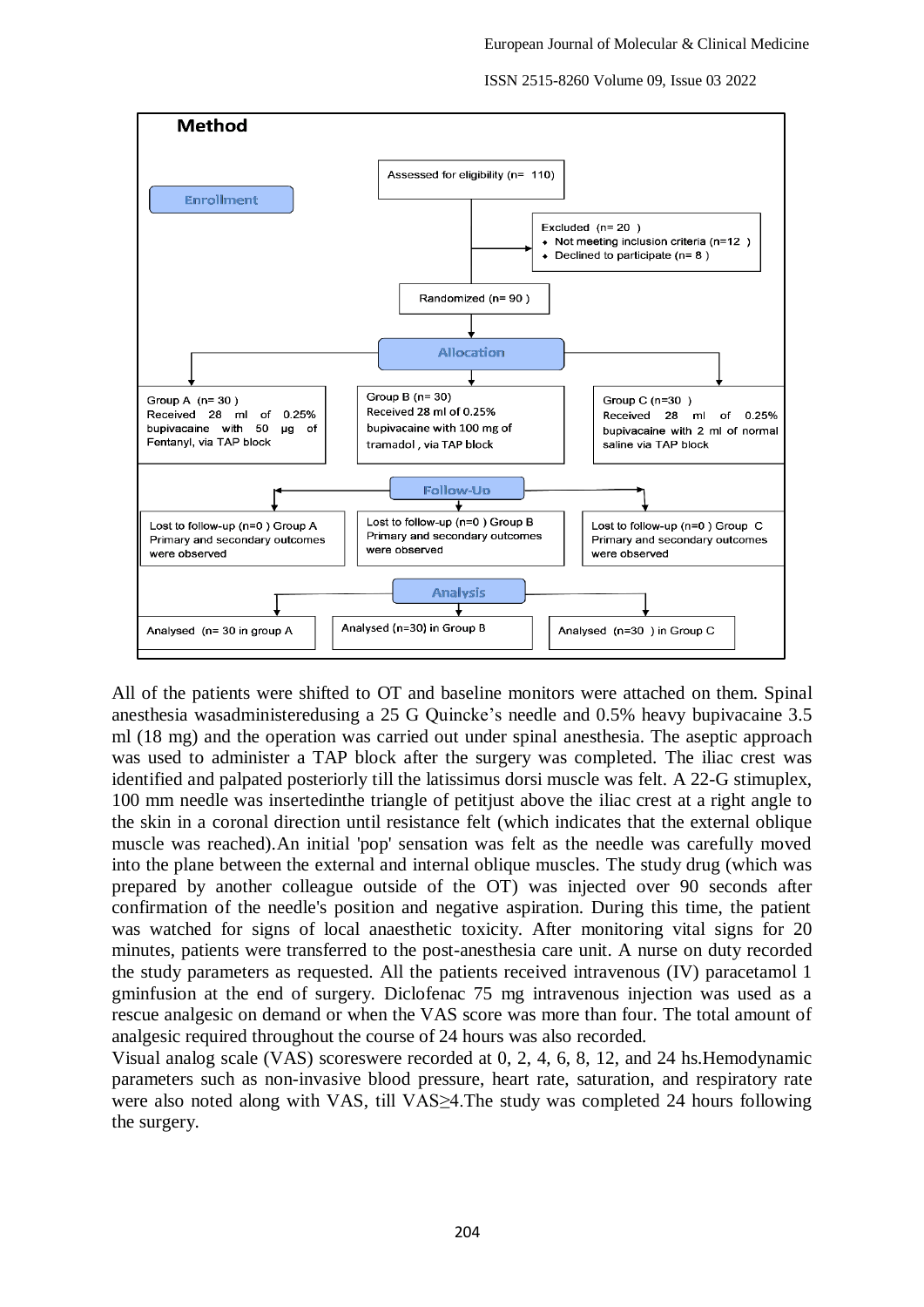**Method**

**Enrollment**

Assessed for eligibility (n= 110)

Excluded (n= 20 )
- Not meeting inclusion criteria (n=12 )
- Declined to participate (n= 8 )

Randomized (n= 90 )

**Allocation**

Group A (n= 30 ) Received 28 ml of 0.25% bupivacaine with 50 μg of Fentanyl, via TAP block

Group B (n= 30) Received 28 ml of 0.25% bupivacaine with 100 mg of tramadol , via TAP block

Group C (n=30 ) Received 28 ml of 0.25% bupivacaine with 2 ml of normal saline via TAP block

**Follow-Up**

Lost to follow-up (n=0 ) Group A Primary and secondary outcomes were observed

Lost to follow-up (n=0 ) Group B Primary and secondary outcomes were observed

Lost to follow-up (n=0 ) Group C Primary and secondary outcomes were observed

**Analysis**

Analysed (n= 30 in group A

Analysed (n=30) in Group B

Analysed (n=30 ) in Group C

All of the patients were shifted to OT and baseline monitors were attached on them. Spinal anesthesia wasadministeredusing a 25 G Quincke's needle and 0.5% heavy bupivacaine 3.5 ml (18 mg) and the operation was carried out under spinal anesthesia. The aseptic approach was used to administer a TAP block after the surgery was completed. The iliac crest was identified and palpated posteriorly till the latissimus dorsi muscle was felt. A 22-G stimuplex, 100 mm needle was insertedinthe triangle of petitjust above the iliac crest at a right angle to the skin in a coronal direction until resistance felt (which indicates that the external oblique muscle was reached).An initial 'pop' sensation was felt as the needle was carefully moved into the plane between the external and internal oblique muscles. The study drug (which was prepared by another colleague outside of the OT) was injected over 90 seconds after confirmation of the needle's position and negative aspiration. During this time, the patient was watched for signs of local anaesthetic toxicity. After monitoring vital signs for 20 minutes, patients were transferred to the post-anesthesia care unit. A nurse on duty recorded the study parameters as requested. All the patients received intravenous (IV) paracetamol 1 gminfusion at the end of surgery. Diclofenac 75 mg intravenous injection was used as a rescue analgesic on demand or when the VAS score was more than four. The total amount of analgesic required throughout the course of 24 hours was also recorded.

Visual analog scale (VAS) scoreswere recorded at 0, 2, 4, 6, 8, 12, and 24 hs.Hemodynamic parameters such as non-invasive blood pressure, heart rate, saturation, and respiratory rate were also noted along with VAS, till VAS≥4.The study was completed 24 hours following the surgery.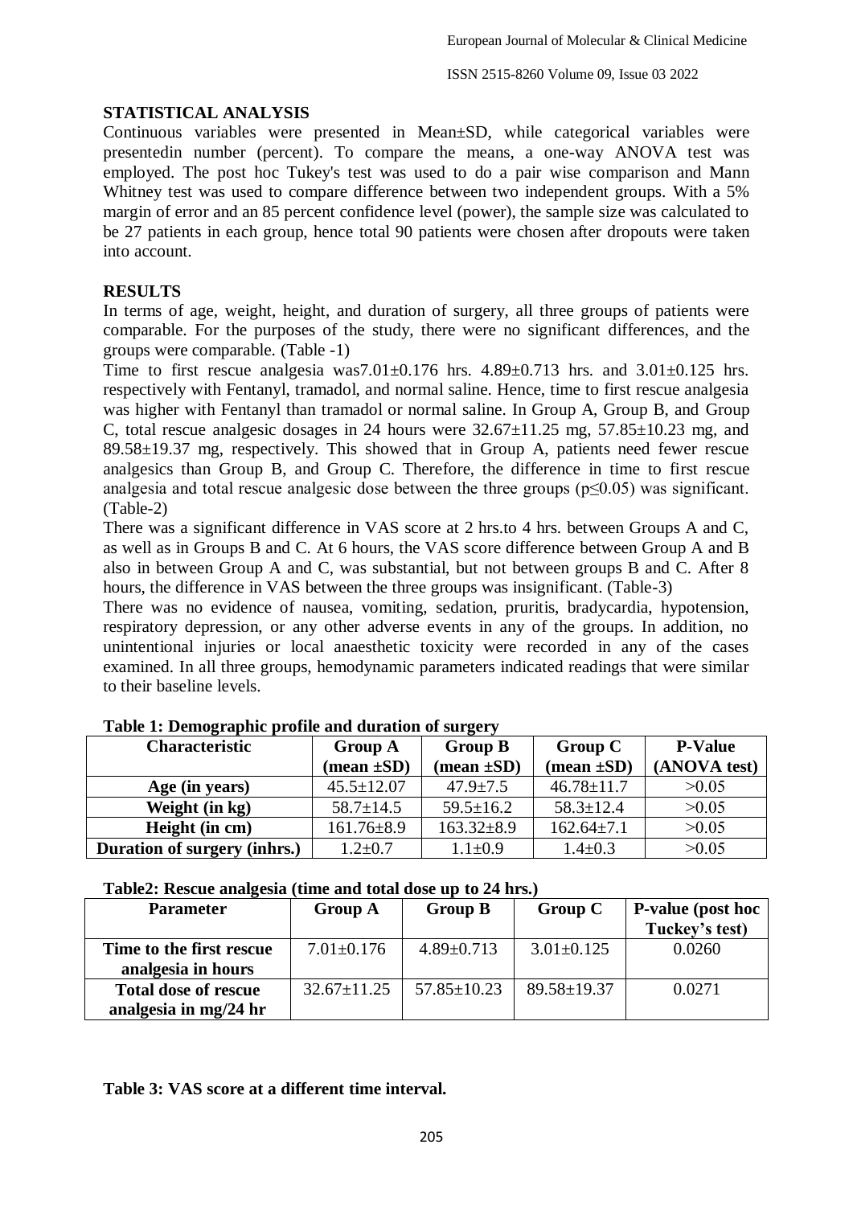## STATISTICAL ANALYSIS

Continuous variables were presented in Mean±SD, while categorical variables were presentedin number (percent). To compare the means, a one-way ANOVA test was employed. The post hoc Tukey's test was used to do a pair wise comparison and Mann Whitney test was used to compare difference between two independent groups. With a 5% margin of error and an 85 percent confidence level (power), the sample size was calculated to be 27 patients in each group, hence total 90 patients were chosen after dropouts were taken into account.

## RESULTS

In terms of age, weight, height, and duration of surgery, all three groups of patients were comparable. For the purposes of the study, there were no significant differences, and the groups were comparable. (Table -1)

Time to first rescue analgesia was7.01±0.176 hrs. 4.89±0.713 hrs. and 3.01±0.125 hrs. respectively with Fentanyl, tramadol, and normal saline. Hence, time to first rescue analgesia was higher with Fentanyl than tramadol or normal saline. In Group A, Group B, and Group C, total rescue analgesic dosages in 24 hours were 32.67±11.25 mg, 57.85±10.23 mg, and 89.58±19.37 mg, respectively. This showed that in Group A, patients need fewer rescue analgesics than Group B, and Group C. Therefore, the difference in time to first rescue analgesia and total rescue analgesic dose between the three groups ($p \leq 0.05$) was significant. (Table-2)

There was a significant difference in VAS score at 2 hrs.to 4 hrs. between Groups A and C, as well as in Groups B and C. At 6 hours, the VAS score difference between Group A and B also in between Group A and C, was substantial, but not between groups B and C. After 8 hours, the difference in VAS between the three groups was insignificant. (Table-3)

There was no evidence of nausea, vomiting, sedation, pruritis, bradycardia, hypotension, respiratory depression, or any other adverse events in any of the groups. In addition, no unintentional injuries or local anaesthetic toxicity were recorded in any of the cases examined. In all three groups, hemodynamic parameters indicated readings that were similar to their baseline levels.

**Table 1: Demographic profile and duration of surgery**

| Characteristic | Group A (mean ±SD) | Group B (mean ±SD) | Group C (mean ±SD) | P-Value (ANOVA test) |
|---|---|---|---|---|
| **Age (in years)** | 45.5±12.07 | 47.9±7.5 | 46.78±11.7 | >0.05 |
| **Weight (in kg)** | 58.7±14.5 | 59.5±16.2 | 58.3±12.4 | >0.05 |
| **Height (in cm)** | 161.76±8.9 | 163.32±8.9 | 162.64±7.1 | >0.05 |
| **Duration of surgery (inhrs.)** | 1.2±0.7 | 1.1±0.9 | 1.4±0.3 | >0.05 |

**Table2: Rescue analgesia (time and total dose up to 24 hrs.)**

| Parameter | Group A | Group B | Group C | P-value (post hoc Tuckey's test) |
|---|---|---|---|---|
| **Time to the first rescue analgesia in hours** | 7.01±0.176 | 4.89±0.713 | 3.01±0.125 | 0.0260 |
| **Total dose of rescue analgesia in mg/24 hr** | 32.67±11.25 | 57.85±10.23 | 89.58±19.37 | 0.0271 |

**Table 3: VAS score at a different time interval.**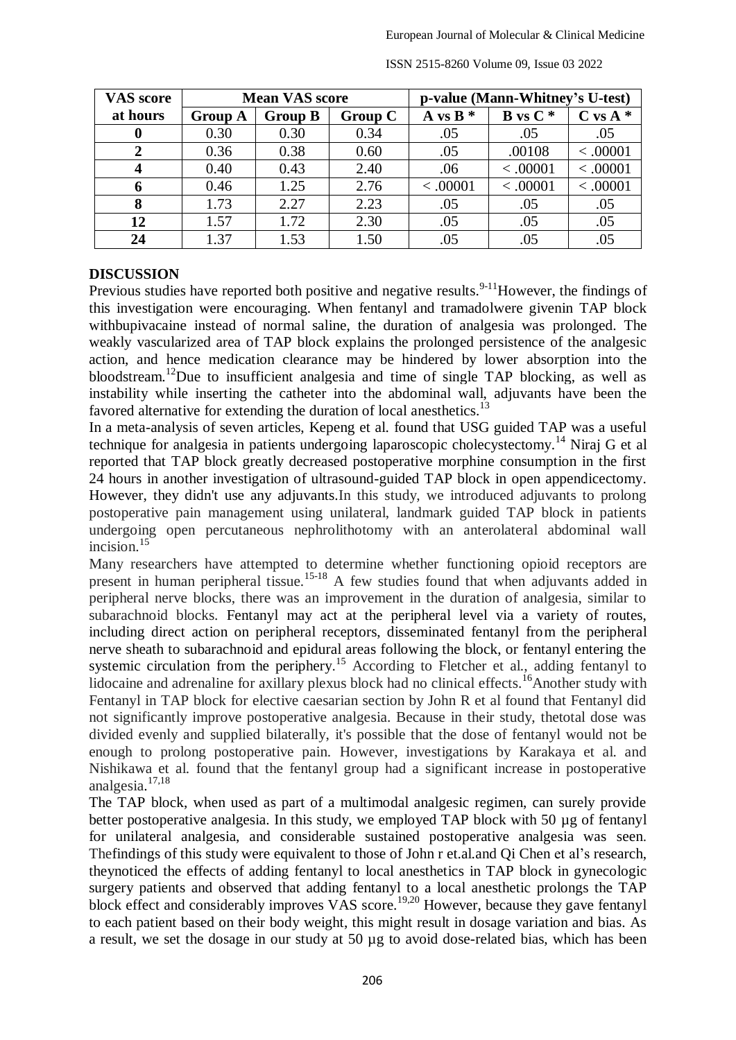| VAS score at hours | Mean VAS score | | | p-value (Mann-Whitney's U-test) | | |
|---|---|---|---|---|---|---|
| | Group A | Group B | Group C | A vs B * | B vs C * | C vs A * |
| 0 | 0.30 | 0.30 | 0.34 | .05 | .05 | .05 |
| 2 | 0.36 | 0.38 | 0.60 | .05 | .00108 | < .00001 |
| 4 | 0.40 | 0.43 | 2.40 | .06 | < .00001 | < .00001 |
| 6 | 0.46 | 1.25 | 2.76 | < .00001 | < .00001 | < .00001 |
| 8 | 1.73 | 2.27 | 2.23 | .05 | .05 | .05 |
| 12 | 1.57 | 1.72 | 2.30 | .05 | .05 | .05 |
| 24 | 1.37 | 1.53 | 1.50 | .05 | .05 | .05 |

## DISCUSSION

Previous studies have reported both positive and negative results.[9-11]However, the findings of this investigation were encouraging. When fentanyl and tramadolwere givenin TAP block withbupivacaine instead of normal saline, the duration of analgesia was prolonged. The weakly vascularized area of TAP block explains the prolonged persistence of the analgesic action, and hence medication clearance may be hindered by lower absorption into the bloodstream.[12]Due to insufficient analgesia and time of single TAP blocking, as well as instability while inserting the catheter into the abdominal wall, adjuvants have been the favored alternative for extending the duration of local anesthetics.[13]

In a meta-analysis of seven articles, Kepeng et al. found that USG guided TAP was a useful technique for analgesia in patients undergoing laparoscopic cholecystectomy.[14] Niraj G et al reported that TAP block greatly decreased postoperative morphine consumption in the first 24 hours in another investigation of ultrasound-guided TAP block in open appendicectomy. However, they didn't use any adjuvants.In this study, we introduced adjuvants to prolong postoperative pain management using unilateral, landmark guided TAP block in patients undergoing open percutaneous nephrolithotomy with an anterolateral abdominal wall incision.[15]

Many researchers have attempted to determine whether functioning opioid receptors are present in human peripheral tissue.[15-18] A few studies found that when adjuvants added in peripheral nerve blocks, there was an improvement in the duration of analgesia, similar to subarachnoid blocks. Fentanyl may act at the peripheral level via a variety of routes, including direct action on peripheral receptors, disseminated fentanyl from the peripheral nerve sheath to subarachnoid and epidural areas following the block, or fentanyl entering the systemic circulation from the periphery.[15] According to Fletcher et al., adding fentanyl to lidocaine and adrenaline for axillary plexus block had no clinical effects.[16]Another study with Fentanyl in TAP block for elective caesarian section by John R et al found that Fentanyl did not significantly improve postoperative analgesia. Because in their study, thetotal dose was divided evenly and supplied bilaterally, it's possible that the dose of fentanyl would not be enough to prolong postoperative pain. However, investigations by Karakaya et al. and Nishikawa et al. found that the fentanyl group had a significant increase in postoperative analgesia.[17,18]

The TAP block, when used as part of a multimodal analgesic regimen, can surely provide better postoperative analgesia. In this study, we employed TAP block with 50 µg of fentanyl for unilateral analgesia, and considerable sustained postoperative analgesia was seen. Thefindings of this study were equivalent to those of John r et.al.and Qi Chen et al's research, theynoticed the effects of adding fentanyl to local anesthetics in TAP block in gynecologic surgery patients and observed that adding fentanyl to a local anesthetic prolongs the TAP block effect and considerably improves VAS score.[19,20] However, because they gave fentanyl to each patient based on their body weight, this might result in dosage variation and bias. As a result, we set the dosage in our study at 50 µg to avoid dose-related bias, which has been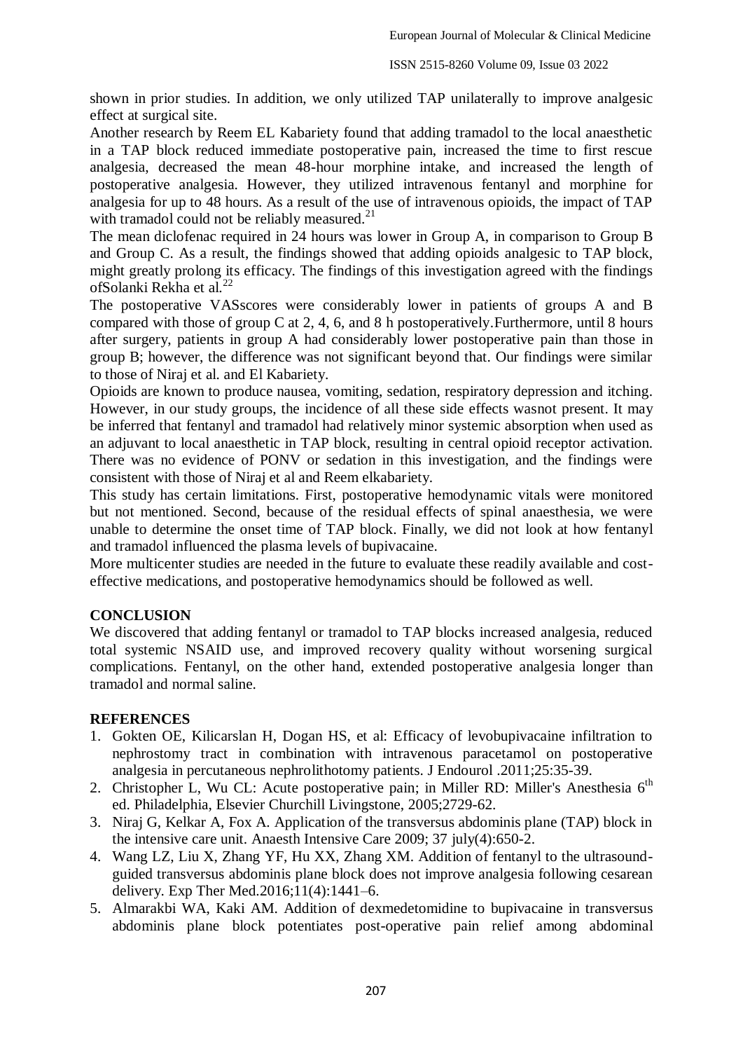shown in prior studies. In addition, we only utilized TAP unilaterally to improve analgesic effect at surgical site.

Another research by Reem EL Kabariety found that adding tramadol to the local anaesthetic in a TAP block reduced immediate postoperative pain, increased the time to first rescue analgesia, decreased the mean 48-hour morphine intake, and increased the length of postoperative analgesia. However, they utilized intravenous fentanyl and morphine for analgesia for up to 48 hours. As a result of the use of intravenous opioids, the impact of TAP with tramadol could not be reliably measured.[21]

The mean diclofenac required in 24 hours was lower in Group A, in comparison to Group B and Group C. As a result, the findings showed that adding opioids analgesic to TAP block, might greatly prolong its efficacy. The findings of this investigation agreed with the findings ofSolanki Rekha et al.[22]

The postoperative VASscores were considerably lower in patients of groups A and B compared with those of group C at 2, 4, 6, and 8 h postoperatively.Furthermore, until 8 hours after surgery, patients in group A had considerably lower postoperative pain than those in group B; however, the difference was not significant beyond that. Our findings were similar to those of Niraj et al. and El Kabariety.

Opioids are known to produce nausea, vomiting, sedation, respiratory depression and itching. However, in our study groups, the incidence of all these side effects wasnot present. It may be inferred that fentanyl and tramadol had relatively minor systemic absorption when used as an adjuvant to local anaesthetic in TAP block, resulting in central opioid receptor activation. There was no evidence of PONV or sedation in this investigation, and the findings were consistent with those of Niraj et al and Reem elkabariety.

This study has certain limitations. First, postoperative hemodynamic vitals were monitored but not mentioned. Second, because of the residual effects of spinal anaesthesia, we were unable to determine the onset time of TAP block. Finally, we did not look at how fentanyl and tramadol influenced the plasma levels of bupivacaine.

More multicenter studies are needed in the future to evaluate these readily available and cost-effective medications, and postoperative hemodynamics should be followed as well.

## CONCLUSION

We discovered that adding fentanyl or tramadol to TAP blocks increased analgesia, reduced total systemic NSAID use, and improved recovery quality without worsening surgical complications. Fentanyl, on the other hand, extended postoperative analgesia longer than tramadol and normal saline.

## REFERENCES

1. Gokten OE, Kilicarslan H, Dogan HS, et al: Efficacy of levobupivacaine infiltration to nephrostomy tract in combination with intravenous paracetamol on postoperative analgesia in percutaneous nephrolithotomy patients. J Endourol .2011;25:35-39.
2. Christopher L, Wu CL: Acute postoperative pain; in Miller RD: Miller's Anesthesia 6th ed. Philadelphia, Elsevier Churchill Livingstone, 2005;2729-62.
3. Niraj G, Kelkar A, Fox A. Application of the transversus abdominis plane (TAP) block in the intensive care unit. Anaesth Intensive Care 2009; 37 july(4):650-2.
4. Wang LZ, Liu X, Zhang YF, Hu XX, Zhang XM. Addition of fentanyl to the ultrasound-guided transversus abdominis plane block does not improve analgesia following cesarean delivery. Exp Ther Med.2016;11(4):1441–6.
5. Almarakbi WA, Kaki AM. Addition of dexmedetomidine to bupivacaine in transversus abdominis plane block potentiates post-operative pain relief among abdominal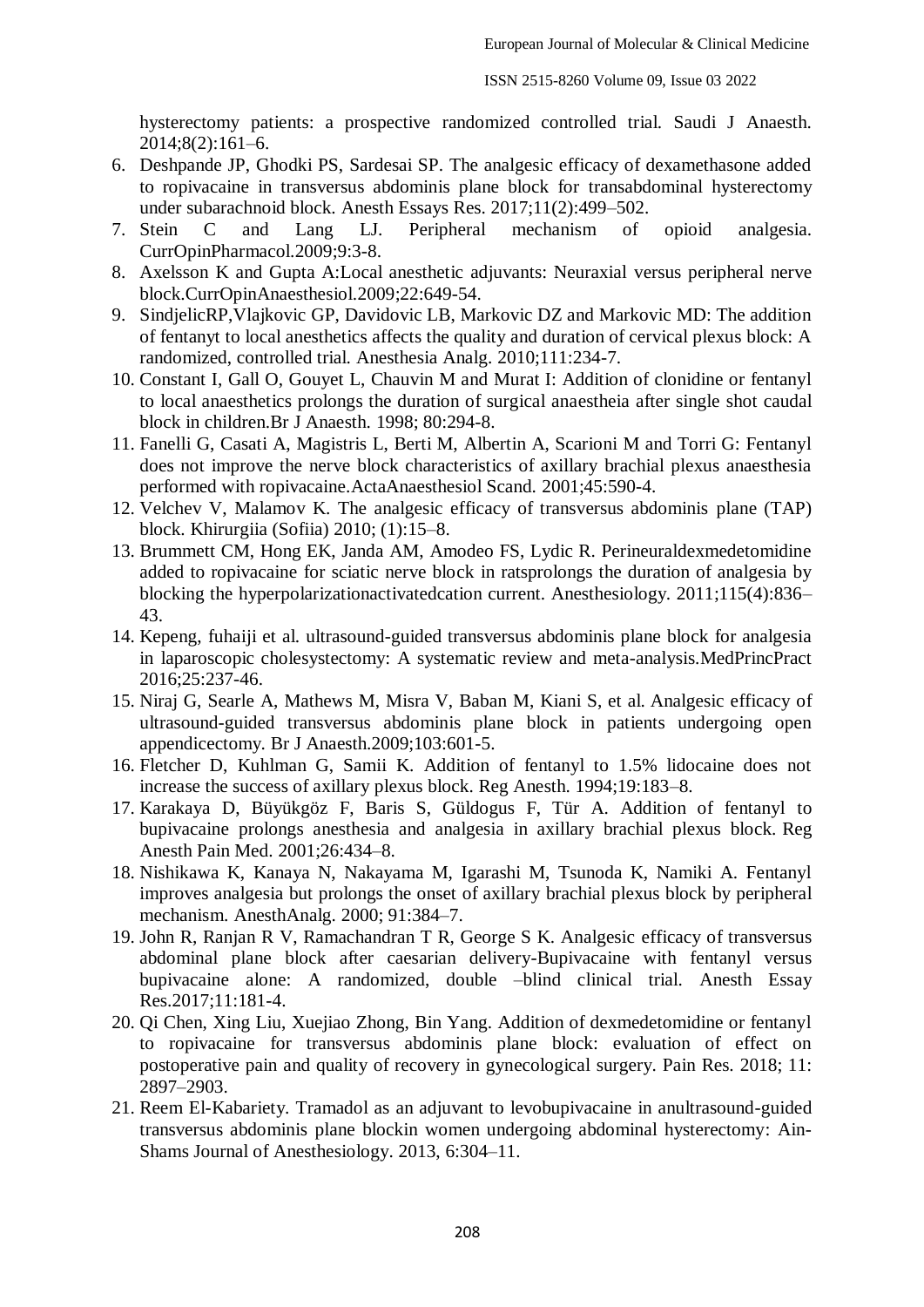hysterectomy patients: a prospective randomized controlled trial. Saudi J Anaesth. 2014;8(2):161–6.

6. Deshpande JP, Ghodki PS, Sardesai SP. The analgesic efficacy of dexamethasone added to ropivacaine in transversus abdominis plane block for transabdominal hysterectomy under subarachnoid block. Anesth Essays Res. 2017;11(2):499–502.
7. Stein C and Lang LJ. Peripheral mechanism of opioid analgesia. CurrOpinPharmacol.2009;9:3-8.
8. Axelsson K and Gupta A:Local anesthetic adjuvants: Neuraxial versus peripheral nerve block.CurrOpinAnaesthesiol.2009;22:649-54.
9. SindjelicRP,Vlajkovic GP, Davidovic LB, Markovic DZ and Markovic MD: The addition of fentanyt to local anesthetics affects the quality and duration of cervical plexus block: A randomized, controlled trial. Anesthesia Analg. 2010;111:234-7.
10. Constant I, Gall O, Gouyet L, Chauvin M and Murat I: Addition of clonidine or fentanyl to local anaesthetics prolongs the duration of surgical anaestheia after single shot caudal block in children.Br J Anaesth. 1998; 80:294-8.
11. Fanelli G, Casati A, Magistris L, Berti M, Albertin A, Scarioni M and Torri G: Fentanyl does not improve the nerve block characteristics of axillary brachial plexus anaesthesia performed with ropivacaine.ActaAnaesthesiol Scand. 2001;45:590-4.
12. Velchev V, Malamov K. The analgesic efficacy of transversus abdominis plane (TAP) block. Khirurgiia (Sofiia) 2010; (1):15–8.
13. Brummett CM, Hong EK, Janda AM, Amodeo FS, Lydic R. Perineuraldexmedetomidine added to ropivacaine for sciatic nerve block in ratsprolongs the duration of analgesia by blocking the hyperpolarizationactivatedcation current. Anesthesiology. 2011;115(4):836–43.
14. Kepeng, fuhaiji et al. ultrasound-guided transversus abdominis plane block for analgesia in laparoscopic cholesystectomy: A systematic review and meta-analysis.MedPrincPract 2016;25:237-46.
15. Niraj G, Searle A, Mathews M, Misra V, Baban M, Kiani S, et al. Analgesic efficacy of ultrasound-guided transversus abdominis plane block in patients undergoing open appendicectomy. Br J Anaesth.2009;103:601-5.
16. Fletcher D, Kuhlman G, Samii K. Addition of fentanyl to 1.5% lidocaine does not increase the success of axillary plexus block. Reg Anesth. 1994;19:183–8.
17. Karakaya D, Büyükgöz F, Baris S, Güldogus F, Tür A. Addition of fentanyl to bupivacaine prolongs anesthesia and analgesia in axillary brachial plexus block. Reg Anesth Pain Med. 2001;26:434–8.
18. Nishikawa K, Kanaya N, Nakayama M, Igarashi M, Tsunoda K, Namiki A. Fentanyl improves analgesia but prolongs the onset of axillary brachial plexus block by peripheral mechanism. AnesthAnalg. 2000; 91:384–7.
19. John R, Ranjan R V, Ramachandran T R, George S K. Analgesic efficacy of transversus abdominal plane block after caesarian delivery-Bupivacaine with fentanyl versus bupivacaine alone: A randomized, double –blind clinical trial. Anesth Essay Res.2017;11:181-4.
20. Qi Chen, Xing Liu, Xuejiao Zhong, Bin Yang. Addition of dexmedetomidine or fentanyl to ropivacaine for transversus abdominis plane block: evaluation of effect on postoperative pain and quality of recovery in gynecological surgery. Pain Res. 2018; 11: 2897–2903.
21. Reem El-Kabariety. Tramadol as an adjuvant to levobupivacaine in anultrasound-guided transversus abdominis plane blockin women undergoing abdominal hysterectomy: Ain-Shams Journal of Anesthesiology. 2013, 6:304–11.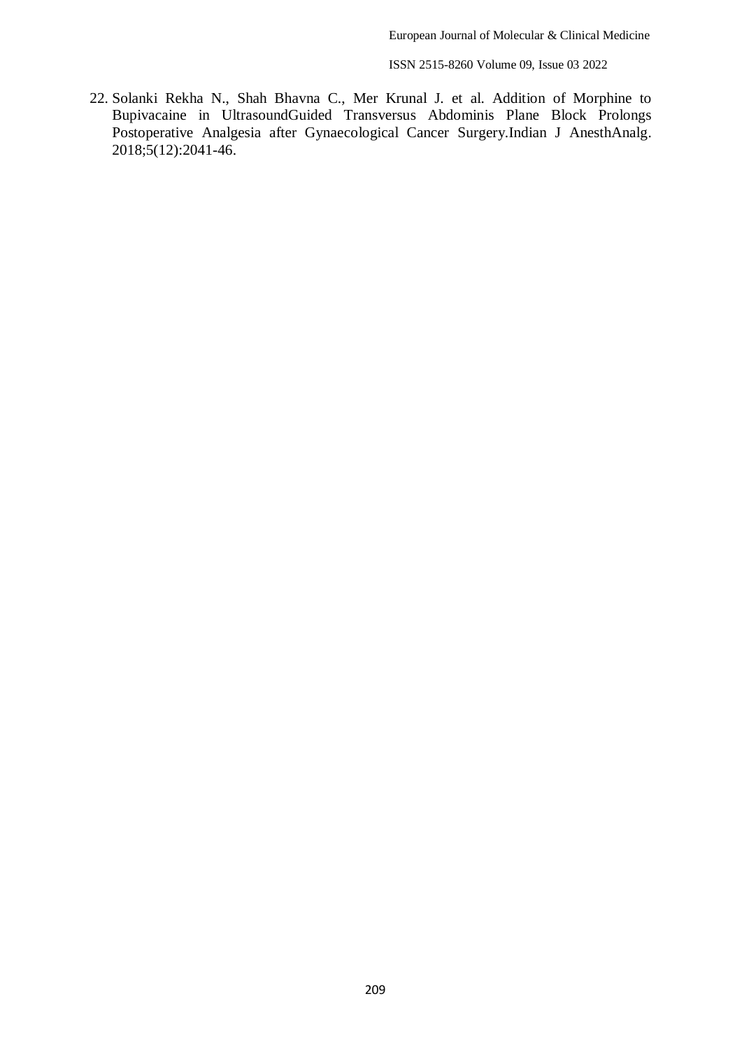22. Solanki Rekha N., Shah Bhavna C., Mer Krunal J. et al. Addition of Morphine to Bupivacaine in UltrasoundGuided Transversus Abdominis Plane Block Prolongs Postoperative Analgesia after Gynaecological Cancer Surgery.Indian J AnesthAnalg. 2018;5(12):2041-46.